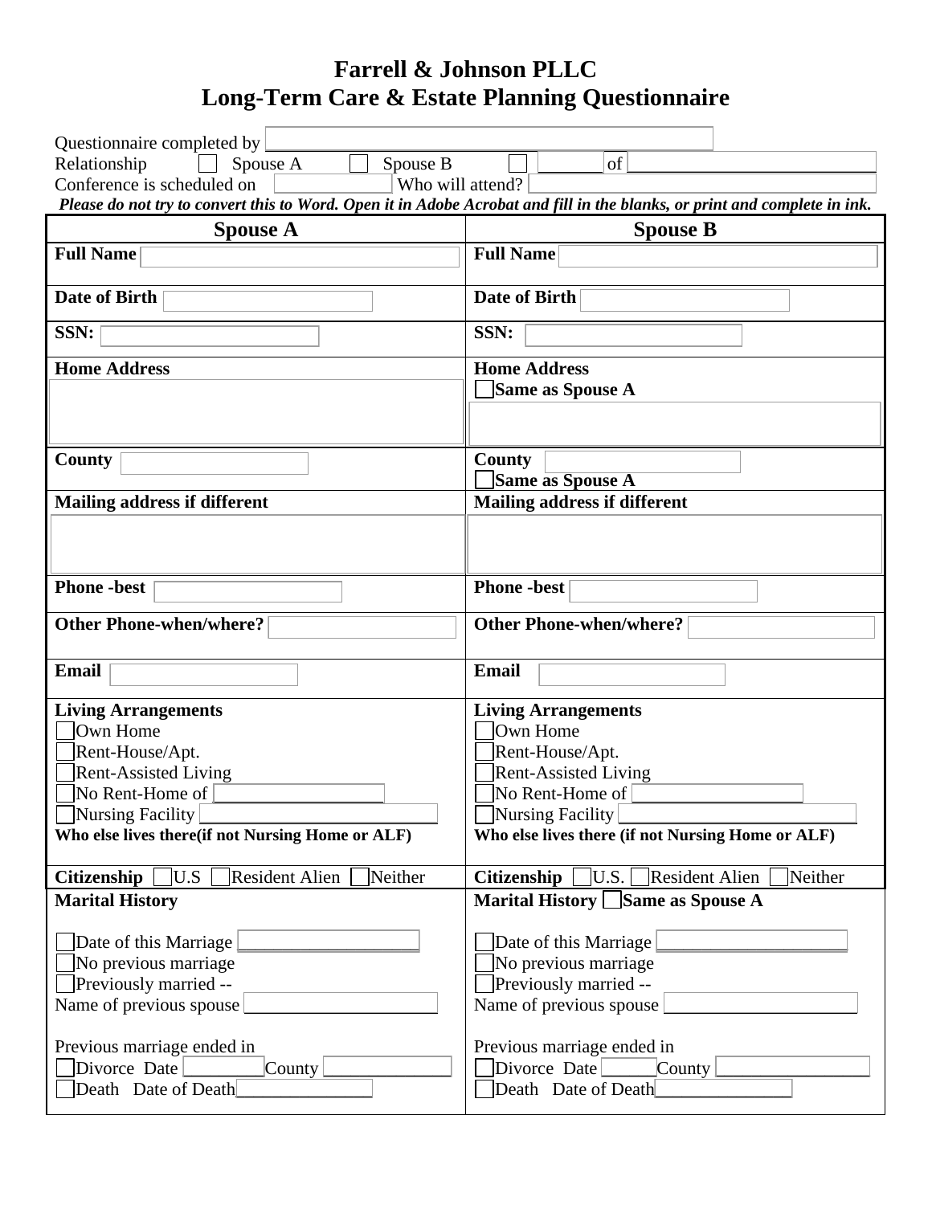# Farrell & Johnson PLLC
# Long-Term Care & Estate Planning Questionnaire

Questionnaire completed by ______________________

Relationship ☐ Spouse A ☐ Spouse B ☐ ________ of ______________________

Conference is scheduled on ____________ Who will attend? ______________________

***Please do not try to convert this to Word. Open it in Adobe Acrobat and fill in the blanks, or print and complete in ink.***

| Spouse A | Spouse B |
|---|---|
| **Full Name** ______________________ | **Full Name** ______________________ |
| **Date of Birth** ______________________ | **Date of Birth** ______________________ |
| **SSN:** ______________________ | **SSN:** ______________________ |
| **Home Address** ______________________ | **Home Address** ☐ **Same as Spouse A** ______________________ |
| **County** ______________________ | **County** ______________________ ☐ **Same as Spouse A** |
| **Mailing address if different** ______________________ | **Mailing address if different** ______________________ |
| **Phone -best** ______________________ | **Phone -best** ______________________ |
| **Other Phone-when/where?** ______________________ | **Other Phone-when/where?** ______________________ |
| **Email** ______________________ | **Email** ______________________ |
| **Living Arrangements**<br>☐ Own Home<br>☐ Rent-House/Apt.<br>☐ Rent-Assisted Living<br>☐ No Rent-Home of ____________<br>☐ Nursing Facility ____________<br>**Who else lives there(if not Nursing Home or ALF)** | **Living Arrangements**<br>☐ Own Home<br>☐ Rent-House/Apt.<br>☐ Rent-Assisted Living<br>☐ No Rent-Home of ____________<br>☐ Nursing Facility ____________<br>**Who else lives there (if not Nursing Home or ALF)** |
| **Citizenship** ☐ U.S ☐ Resident Alien ☐ Neither | **Citizenship** ☐ U.S. ☐ Resident Alien ☐ Neither |
| **Marital History**<br><br>☐ Date of this Marriage ____________<br>☐ No previous marriage<br>☐ Previously married --<br>Name of previous spouse ____________<br><br>Previous marriage ended in<br>☐ Divorce Date ________ County ____________<br>☐ Death Date of Death ____________ | **Marital History** ☐ **Same as Spouse A**<br><br>☐ Date of this Marriage ____________<br>☐ No previous marriage<br>☐ Previously married --<br>Name of previous spouse ____________<br><br>Previous marriage ended in<br>☐ Divorce Date ________ County ____________<br>☐ Death Date of Death ____________ |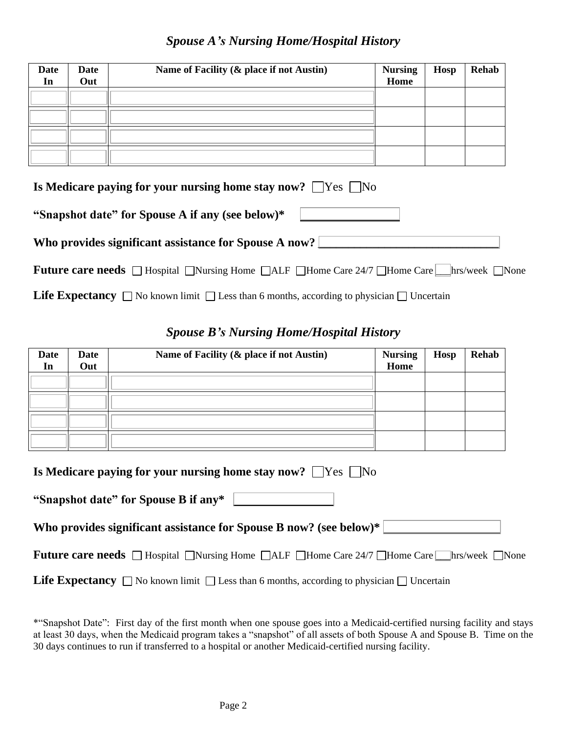## *Spouse A's Nursing Home/Hospital History*

| Date In | Date Out | Name of Facility (& place if not Austin) | Nursing Home | Hosp | Rehab |
|---|---|---|---|---|---|
| | | | | | |
| | | | | | |
| | | | | | |
| | | | | | |

**Is Medicare paying for your nursing home stay now?** ☐ Yes ☐ No

**"Snapshot date" for Spouse A if any (see below)*** ________________

**Who provides significant assistance for Spouse A now?** ______________________________

**Future care needs** ☐ Hospital ☐ Nursing Home ☐ ALF ☐ Home Care 24/7 ☐ Home Care ___ hrs/week ☐ None

**Life Expectancy** ☐ No known limit ☐ Less than 6 months, according to physician ☐ Uncertain

## *Spouse B's Nursing Home/Hospital History*

| Date In | Date Out | Name of Facility (& place if not Austin) | Nursing Home | Hosp | Rehab |
|---|---|---|---|---|---|
| | | | | | |
| | | | | | |
| | | | | | |
| | | | | | |

**Is Medicare paying for your nursing home stay now?** ☐ Yes ☐ No

**"Snapshot date" for Spouse B if any*** ________________

**Who provides significant assistance for Spouse B now? (see below)*** ____________________

**Future care needs** ☐ Hospital ☐ Nursing Home ☐ ALF ☐ Home Care 24/7 ☐ Home Care ___ hrs/week ☐ None

**Life Expectancy** ☐ No known limit ☐ Less than 6 months, according to physician ☐ Uncertain

*"Snapshot Date": First day of the first month when one spouse goes into a Medicaid-certified nursing facility and stays at least 30 days, when the Medicaid program takes a "snapshot" of all assets of both Spouse A and Spouse B. Time on the 30 days continues to run if transferred to a hospital or another Medicaid-certified nursing facility.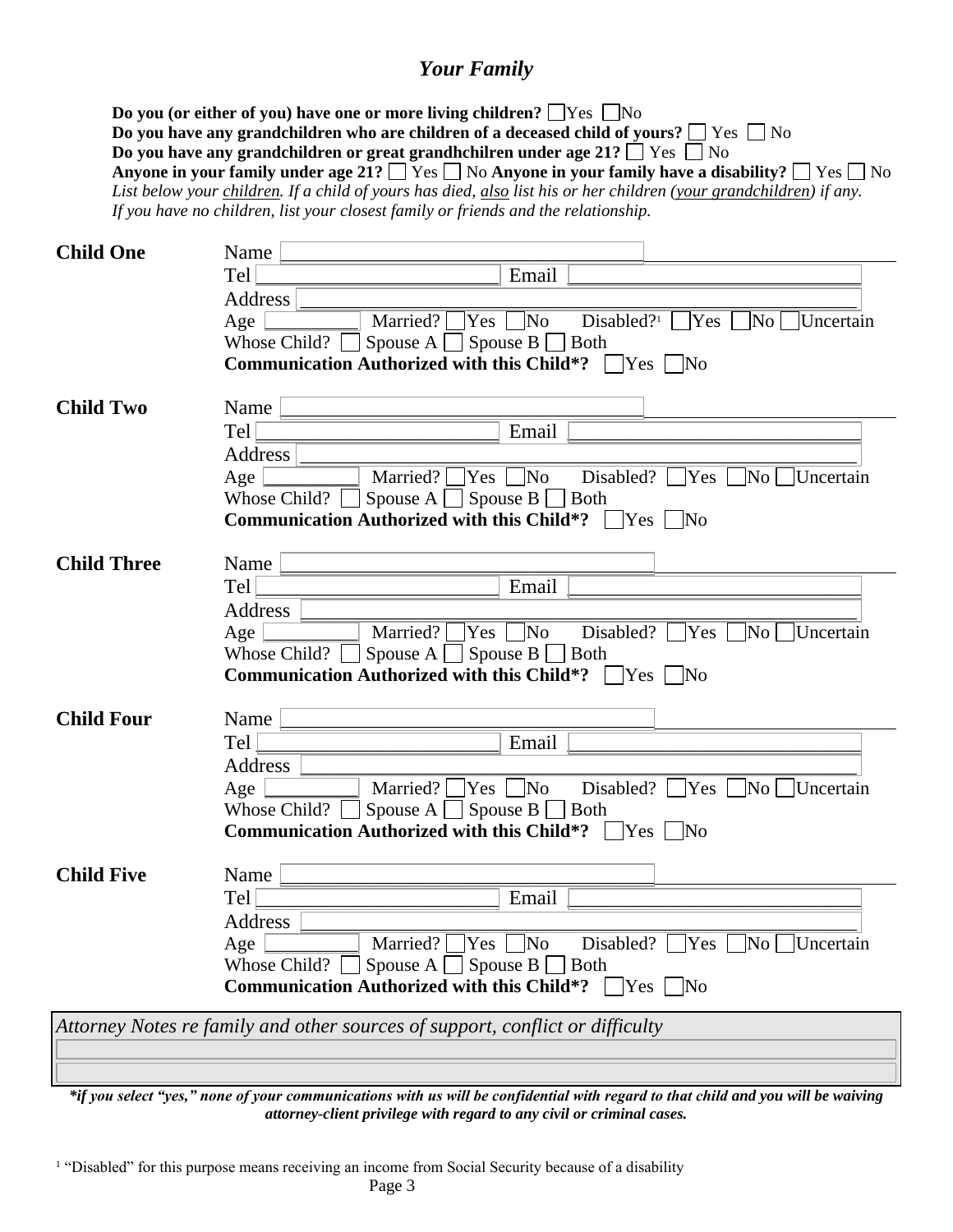## *Your Family*

**Do you (or either of you) have one or more living children?** ☐ Yes ☐ No
**Do you have any grandchildren who are children of a deceased child of yours?** ☐ Yes ☐ No
**Do you have any grandchildren or great grandhchilren under age 21?** ☐ Yes ☐ No
**Anyone in your family under age 21?** ☐ Yes ☐ No **Anyone in your family have a disability?** ☐ Yes ☐ No
*List below your children. If a child of yours has died, also list his or her children (your grandchildren) if any. If you have no children, list your closest family or friends and the relationship.*

**Child One**

Name ________________________________________
Tel ________________________ Email ____________________________
Address ______________________________________________________
Age ________ Married? ☐ Yes ☐ No Disabled?[1] ☐ Yes ☐ No ☐ Uncertain
Whose Child? ☐ Spouse A ☐ Spouse B ☐ Both
**Communication Authorized with this Child\*?** ☐ Yes ☐ No

**Child Two**

Name ________________________________________
Tel ________________________ Email ____________________________
Address ______________________________________________________
Age ________ Married? ☐ Yes ☐ No Disabled? ☐ Yes ☐ No ☐ Uncertain
Whose Child? ☐ Spouse A ☐ Spouse B ☐ Both
**Communication Authorized with this Child\*?** ☐ Yes ☐ No

**Child Three**

Name ________________________________________
Tel ________________________ Email ____________________________
Address ______________________________________________________
Age ________ Married? ☐ Yes ☐ No Disabled? ☐ Yes ☐ No ☐ Uncertain
Whose Child? ☐ Spouse A ☐ Spouse B ☐ Both
**Communication Authorized with this Child\*?** ☐ Yes ☐ No

**Child Four**

Name ________________________________________
Tel ________________________ Email ____________________________
Address ______________________________________________________
Age ________ Married? ☐ Yes ☐ No Disabled? ☐ Yes ☐ No ☐ Uncertain
Whose Child? ☐ Spouse A ☐ Spouse B ☐ Both
**Communication Authorized with this Child\*?** ☐ Yes ☐ No

**Child Five**

Name ________________________________________
Tel ________________________ Email ____________________________
Address ______________________________________________________
Age ________ Married? ☐ Yes ☐ No Disabled? ☐ Yes ☐ No ☐ Uncertain
Whose Child? ☐ Spouse A ☐ Spouse B ☐ Both
**Communication Authorized with this Child\*?** ☐ Yes ☐ No

*Attorney Notes re family and other sources of support, conflict or difficulty*

______________________________________________________

______________________________________________________

***if you select "yes," none of your communications with us will be confidential with regard to that child and you will be waiving attorney-client privilege with regard to any civil or criminal cases.***

[1] "Disabled" for this purpose means receiving an income from Social Security because of a disability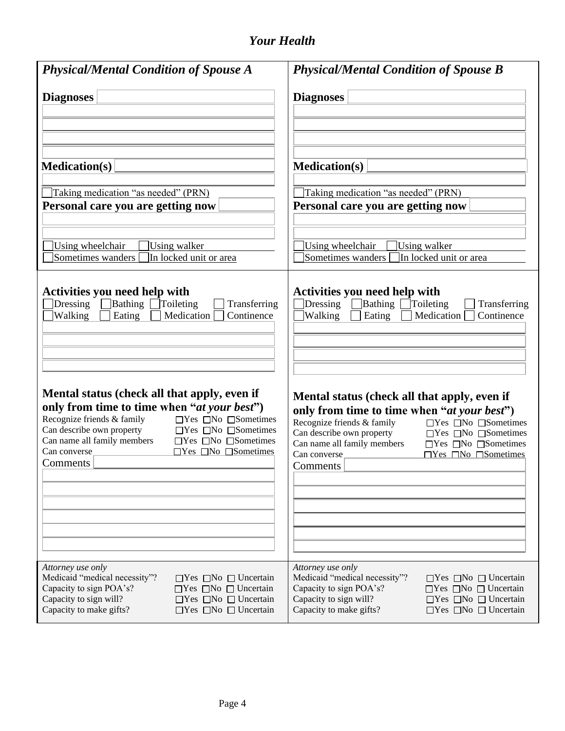# *Your Health*

## *Physical/Mental Condition of Spouse A*

**Diagnoses** ____________________

____________________

____________________

____________________

____________________

**Medication(s)** ____________________

____________________

☐ Taking medication "as needed" (PRN)

**Personal care you are getting now** ____________________

____________________

____________________

☐ Using wheelchair ☐ Using walker

☐ Sometimes wanders ☐ In locked unit or area

### Activities you need help with

☐ Dressing ☐ Bathing ☐ Toileting ☐ Transferring

☐ Walking ☐ Eating ☐ Medication ☐ Continence

____________________

____________________

____________________

____________________

### Mental status (check all that apply, even if only from time to time when "*at your best*")

| | |
|---|---|
| Recognize friends & family | ☐Yes ☐No ☐Sometimes |
| Can describe own property | ☐Yes ☐No ☐Sometimes |
| Can name all family members | ☐Yes ☐No ☐Sometimes |
| Can converse | ☐Yes ☐No ☐Sometimes |

Comments ____________________

____________________

____________________

____________________

____________________

____________________

____________________

*Attorney use only*

| | |
|---|---|
| Medicaid "medical necessity"? | ☐Yes ☐No ☐ Uncertain |
| Capacity to sign POA's? | ☐Yes ☐No ☐ Uncertain |
| Capacity to sign will? | ☐Yes ☐No ☐ Uncertain |
| Capacity to make gifts? | ☐Yes ☐No ☐ Uncertain |

## *Physical/Mental Condition of Spouse B*

**Diagnoses** ____________________

____________________

____________________

____________________

____________________

**Medication(s)** ____________________

____________________

☐ Taking medication "as needed" (PRN)

**Personal care you are getting now** ____________________

____________________

____________________

☐ Using wheelchair ☐ Using walker

☐ Sometimes wanders ☐ In locked unit or area

### Activities you need help with

☐ Dressing ☐ Bathing ☐ Toileting ☐ Transferring

☐ Walking ☐ Eating ☐ Medication ☐ Continence

____________________

____________________

____________________

____________________

### Mental status (check all that apply, even if only from time to time when "*at your best*")

| | |
|---|---|
| Recognize friends & family | ☐Yes ☐No ☐Sometimes |
| Can describe own property | ☐Yes ☐No ☐Sometimes |
| Can name all family members | ☐Yes ☐No ☐Sometimes |
| Can converse | ☐Yes ☐No ☐Sometimes |

Comments ____________________

____________________

____________________

____________________

____________________

____________________

____________________

*Attorney use only*

| | |
|---|---|
| Medicaid "medical necessity"? | ☐Yes ☐No ☐ Uncertain |
| Capacity to sign POA's? | ☐Yes ☐No ☐ Uncertain |
| Capacity to sign will? | ☐Yes ☐No ☐ Uncertain |
| Capacity to make gifts? | ☐Yes ☐No ☐ Uncertain |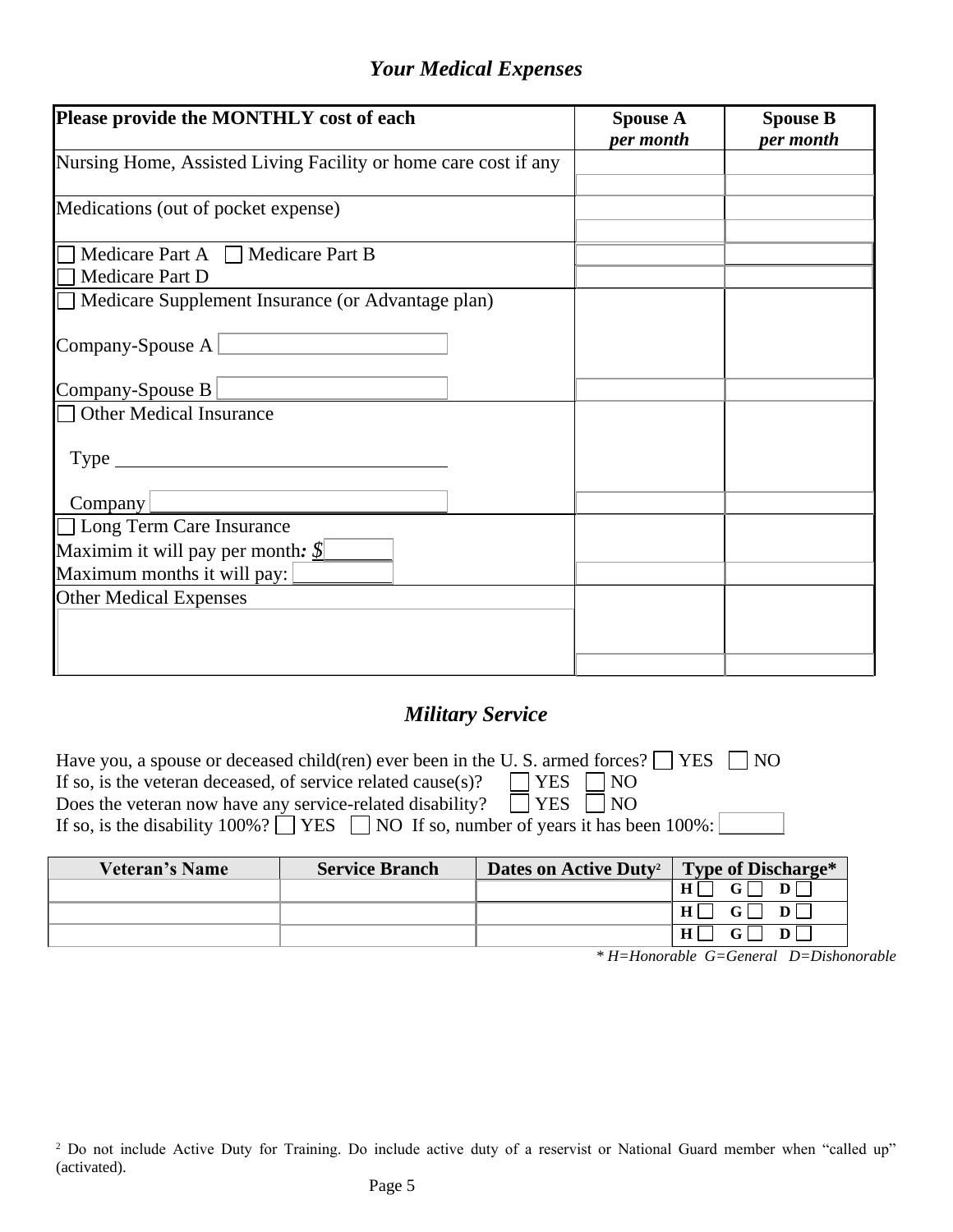## *Your Medical Expenses*

| Please provide the MONTHLY cost of each | Spouse A *per month* | Spouse B *per month* |
|---|---|---|
| Nursing Home, Assisted Living Facility or home care cost if any | | |
| Medications (out of pocket expense) | | |
| ☐ Medicare Part A ☐ Medicare Part B<br>☐ Medicare Part D | | |
| ☐ Medicare Supplement Insurance (or Advantage plan)<br><br>Company-Spouse A ____________<br><br>Company-Spouse B ____________ | | |
| ☐ Other Medical Insurance<br><br>Type ____________<br><br>Company ____________ | | |
| ☐ Long Term Care Insurance<br>Maximim it will pay per month: $______<br>Maximum months it will pay: ______ | | |
| Other Medical Expenses<br>____________ | | |

## *Military Service*

Have you, a spouse or deceased child(ren) ever been in the U. S. armed forces? ☐ YES ☐ NO
If so, is the veteran deceased, of service related cause(s)? ☐ YES ☐ NO
Does the veteran now have any service-related disability? ☐ YES ☐ NO
If so, is the disability 100%? ☐ YES ☐ NO If so, number of years it has been 100%: ______

| Veteran's Name | Service Branch | Dates on Active Duty[2] | Type of Discharge* |
|---|---|---|---|
| | | | H ☐ G ☐ D ☐ |
| | | | H ☐ G ☐ D ☐ |
| | | | H ☐ G ☐ D ☐ |

*\* H=Honorable G=General D=Dishonorable*

[2] Do not include Active Duty for Training. Do include active duty of a reservist or National Guard member when "called up" (activated).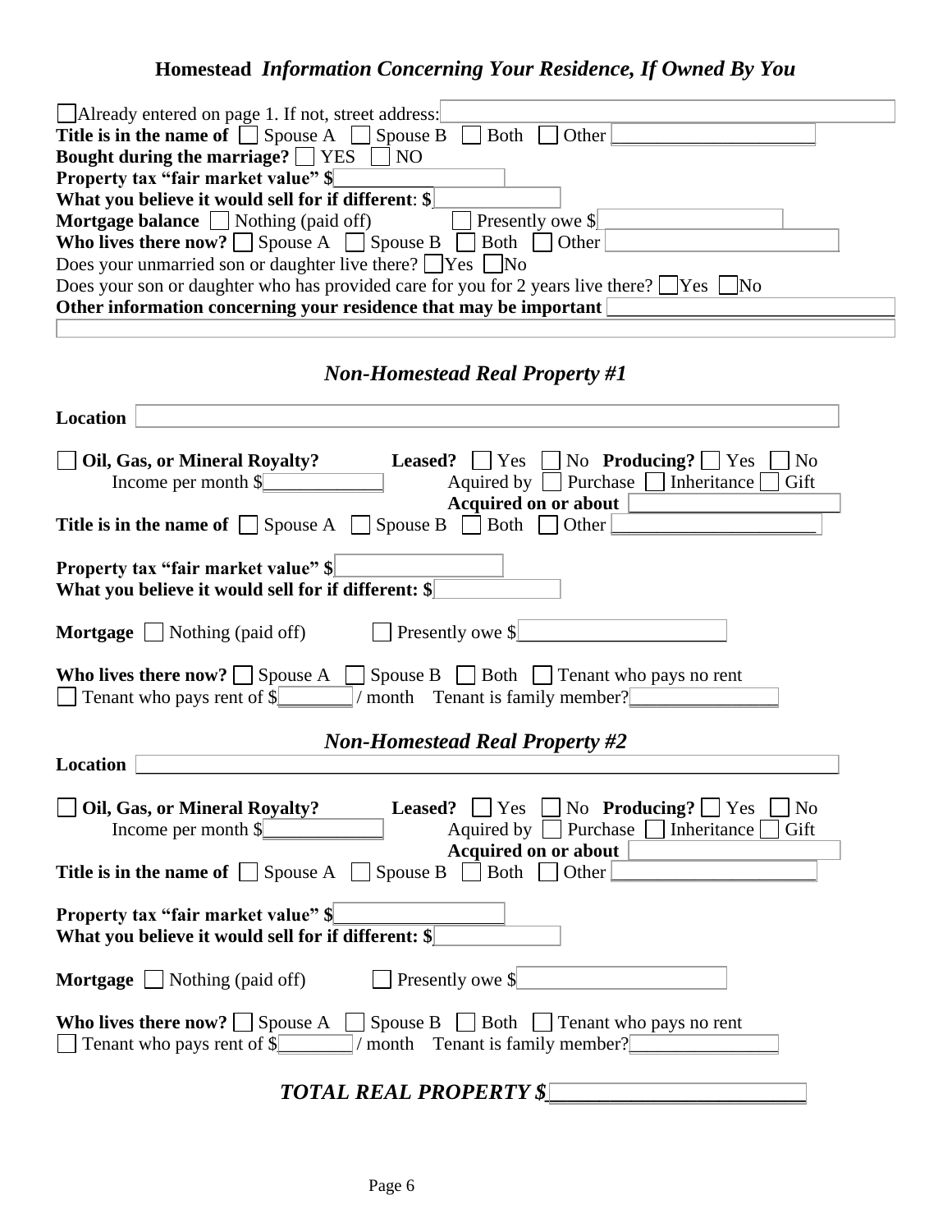## Homestead *Information Concerning Your Residence, If Owned By You*

☐ Already entered on page 1. If not, street address: \_\_\_\_\_\_\_\_\_\_\_\_\_\_\_\_\_\_\_\_

**Title is in the name of** ☐ Spouse A ☐ Spouse B ☐ Both ☐ Other \_\_\_\_\_\_\_\_\_\_\_\_\_\_\_\_\_\_\_\_

**Bought during the marriage?** ☐ YES ☐ NO

**Property tax "fair market value" $** \_\_\_\_\_\_\_\_\_\_\_\_\_\_\_\_

**What you believe it would sell for if different: $** \_\_\_\_\_\_\_\_\_\_\_\_\_\_\_\_

**Mortgage balance** ☐ Nothing (paid off) ☐ Presently owe $ \_\_\_\_\_\_\_\_\_\_\_\_\_\_\_\_

**Who lives there now?** ☐ Spouse A ☐ Spouse B ☐ Both ☐ Other \_\_\_\_\_\_\_\_\_\_\_\_\_\_\_\_

Does your unmarried son or daughter live there? ☐ Yes ☐ No

Does your son or daughter who has provided care for you for 2 years live there? ☐ Yes ☐ No

**Other information concerning your residence that may be important** \_\_\_\_\_\_\_\_\_\_\_\_\_\_\_\_\_\_\_\_

## *Non-Homestead Real Property #1*

**Location** \_\_\_\_\_\_\_\_\_\_\_\_\_\_\_\_\_\_\_\_\_\_\_\_\_\_\_\_\_\_\_\_\_\_\_\_\_\_\_\_

☐ **Oil, Gas, or Mineral Royalty?** **Leased?** ☐ Yes ☐ No **Producing?** ☐ Yes ☐ No

Income per month $\_\_\_\_\_\_\_\_\_\_\_\_ Aquired by ☐ Purchase ☐ Inheritance ☐ Gift

**Acquired on or about** \_\_\_\_\_\_\_\_\_\_\_\_\_\_\_\_\_\_\_\_

**Title is in the name of** ☐ Spouse A ☐ Spouse B ☐ Both ☐ Other \_\_\_\_\_\_\_\_\_\_\_\_\_\_\_\_\_\_\_\_

**Property tax "fair market value" $** \_\_\_\_\_\_\_\_\_\_\_\_\_\_\_\_

**What you believe it would sell for if different: $** \_\_\_\_\_\_\_\_\_\_\_\_\_\_\_\_

**Mortgage** ☐ Nothing (paid off) ☐ Presently owe $\_\_\_\_\_\_\_\_\_\_\_\_\_\_\_\_\_\_\_\_

**Who lives there now?** ☐ Spouse A ☐ Spouse B ☐ Both ☐ Tenant who pays no rent

☐ Tenant who pays rent of $\_\_\_\_\_\_\_ / month Tenant is family member?\_\_\_\_\_\_\_\_\_\_\_\_\_\_\_

## *Non-Homestead Real Property #2*

**Location** \_\_\_\_\_\_\_\_\_\_\_\_\_\_\_\_\_\_\_\_\_\_\_\_\_\_\_\_\_\_\_\_\_\_\_\_\_\_\_\_

☐ **Oil, Gas, or Mineral Royalty?** **Leased?** ☐ Yes ☐ No **Producing?** ☐ Yes ☐ No

Income per month $\_\_\_\_\_\_\_\_\_\_\_\_ Aquired by ☐ Purchase ☐ Inheritance ☐ Gift

**Acquired on or about** \_\_\_\_\_\_\_\_\_\_\_\_\_\_\_\_\_\_\_\_

**Title is in the name of** ☐ Spouse A ☐ Spouse B ☐ Both ☐ Other \_\_\_\_\_\_\_\_\_\_\_\_\_\_\_\_\_\_\_\_

**Property tax "fair market value" $**\_\_\_\_\_\_\_\_\_\_\_\_\_\_\_\_

**What you believe it would sell for if different: $** \_\_\_\_\_\_\_\_\_\_\_\_\_\_\_\_

**Mortgage** ☐ Nothing (paid off) ☐ Presently owe $ \_\_\_\_\_\_\_\_\_\_\_\_\_\_\_\_\_\_\_\_

**Who lives there now?** ☐ Spouse A ☐ Spouse B ☐ Both ☐ Tenant who pays no rent

☐ Tenant who pays rent of $\_\_\_\_\_\_\_ / month Tenant is family member?\_\_\_\_\_\_\_\_\_\_\_\_\_\_\_

### *TOTAL REAL PROPERTY $\_\_\_\_\_\_\_\_\_\_\_\_\_\_\_\_\_\_\_\_\_\_\_*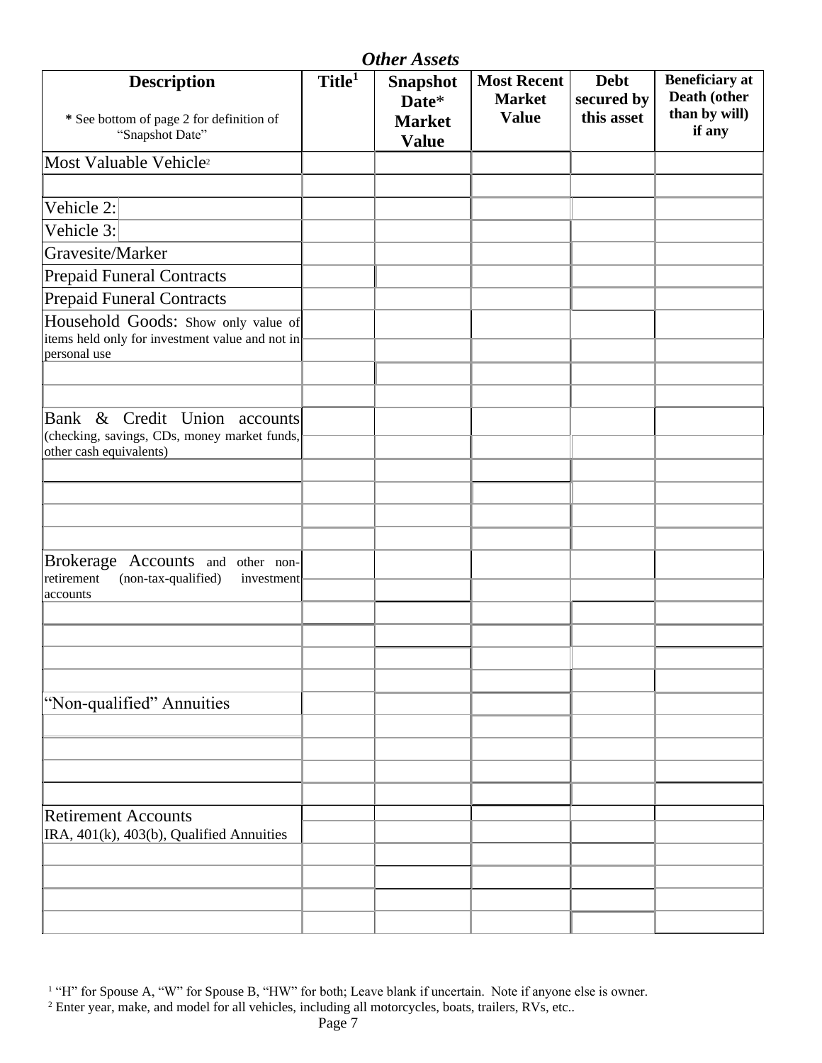## *Other Assets*

| **Description**<br><br>**\*** See bottom of page 2 for definition of "Snapshot Date" | **Title**[1] | **Snapshot Date\* Market Value** | **Most Recent Market Value** | **Debt secured by this asset** | **Beneficiary at Death (other than by will) if any** |
|---|---|---|---|---|---|
| Most Valuable Vehicle[2] | | | | | |
| | | | | | |
| Vehicle 2: | | | | | |
| Vehicle 3: | | | | | |
| Gravesite/Marker | | | | | |
| Prepaid Funeral Contracts | | | | | |
| Prepaid Funeral Contracts | | | | | |
| Household Goods: Show only value of items held only for investment value and not in personal use | | | | | |
| | | | | | |
| | | | | | |
| | | | | | |
| Bank & Credit Union accounts (checking, savings, CDs, money market funds, other cash equivalents) | | | | | |
| | | | | | |
| | | | | | |
| | | | | | |
| | | | | | |
| | | | | | |
| Brokerage Accounts and other non-retirement (non-tax-qualified) investment accounts | | | | | |
| | | | | | |
| | | | | | |
| | | | | | |
| | | | | | |
| | | | | | |
| "Non-qualified" Annuities | | | | | |
| | | | | | |
| | | | | | |
| | | | | | |
| | | | | | |
| Retirement Accounts<br>IRA, 401(k), 403(b), Qualified Annuities | | | | | |
| | | | | | |
| | | | | | |
| | | | | | |
| | | | | | |
| | | | | | |

[1] "H" for Spouse A, "W" for Spouse B, "HW" for both; Leave blank if uncertain. Note if anyone else is owner.

[2] Enter year, make, and model for all vehicles, including all motorcycles, boats, trailers, RVs, etc..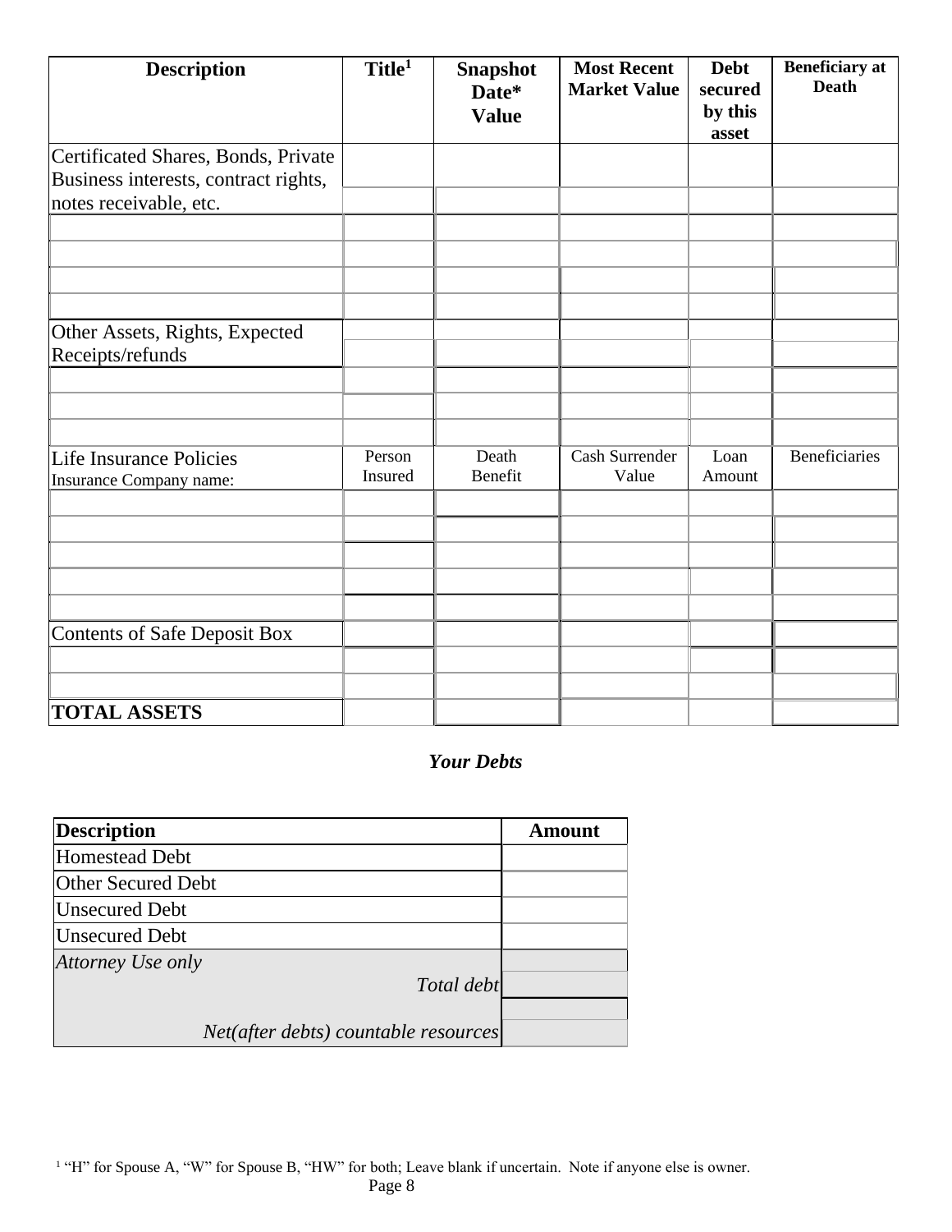| Description | Title[1] | Snapshot Date* Value | Most Recent Market Value | Debt secured by this asset | Beneficiary at Death |
|---|---|---|---|---|---|
| Certificated Shares, Bonds, Private Business interests, contract rights, notes receivable, etc. | | | | | |
| | | | | | |
| | | | | | |
| | | | | | |
| | | | | | |
| | | | | | |
| Other Assets, Rights, Expected Receipts/refunds | | | | | |
| | | | | | |
| | | | | | |
| | | | | | |
| | | | | | |
| Life Insurance Policies<br>Insurance Company name: | Person Insured | Death Benefit | Cash Surrender Value | Loan Amount | Beneficiaries |
| | | | | | |
| | | | | | |
| | | | | | |
| | | | | | |
| | | | | | |
| Contents of Safe Deposit Box | | | | | |
| | | | | | |
| | | | | | |
| **TOTAL ASSETS** | | | | | |

### *Your Debts*

| Description | Amount |
|---|---|
| Homestead Debt | |
| Other Secured Debt | |
| Unsecured Debt | |
| Unsecured Debt | |
| *Attorney Use only* | |
| *Total debt* | |
| | |
| *Net(after debts) countable resources* | |

[1] "H" for Spouse A, "W" for Spouse B, "HW" for both; Leave blank if uncertain. Note if anyone else is owner.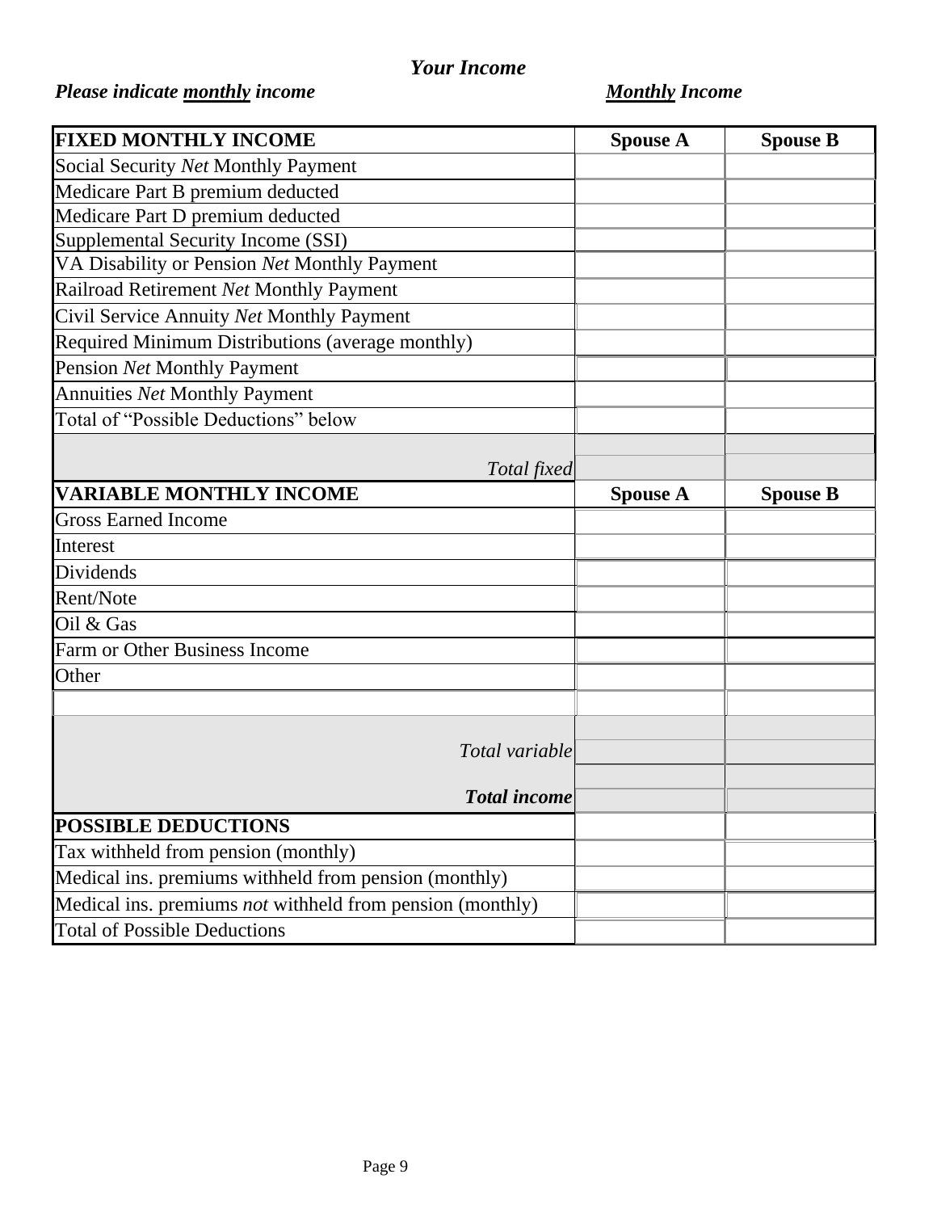### *Your Income*

***Please indicate <u>monthly</u> income*** ***<u>Monthly</u> Income***

| **FIXED MONTHLY INCOME** | **Spouse A** | **Spouse B** |
|---|---|---|
| Social Security *Net* Monthly Payment | | |
| Medicare Part B premium deducted | | |
| Medicare Part D premium deducted | | |
| Supplemental Security Income (SSI) | | |
| VA Disability or Pension *Net* Monthly Payment | | |
| Railroad Retirement *Net* Monthly Payment | | |
| Civil Service Annuity *Net* Monthly Payment | | |
| Required Minimum Distributions (average monthly) | | |
| Pension *Net* Monthly Payment | | |
| Annuities *Net* Monthly Payment | | |
| Total of "Possible Deductions" below | | |
| *Total fixed* | | |
| **VARIABLE MONTHLY INCOME** | **Spouse A** | **Spouse B** |
| Gross Earned Income | | |
| Interest | | |
| Dividends | | |
| Rent/Note | | |
| Oil & Gas | | |
| Farm or Other Business Income | | |
| Other | | |
| | | |
| *Total variable* | | |
| ***Total income*** | | |
| **POSSIBLE DEDUCTIONS** | | |
| Tax withheld from pension (monthly) | | |
| Medical ins. premiums withheld from pension (monthly) | | |
| Medical ins. premiums *not* withheld from pension (monthly) | | |
| Total of Possible Deductions | | |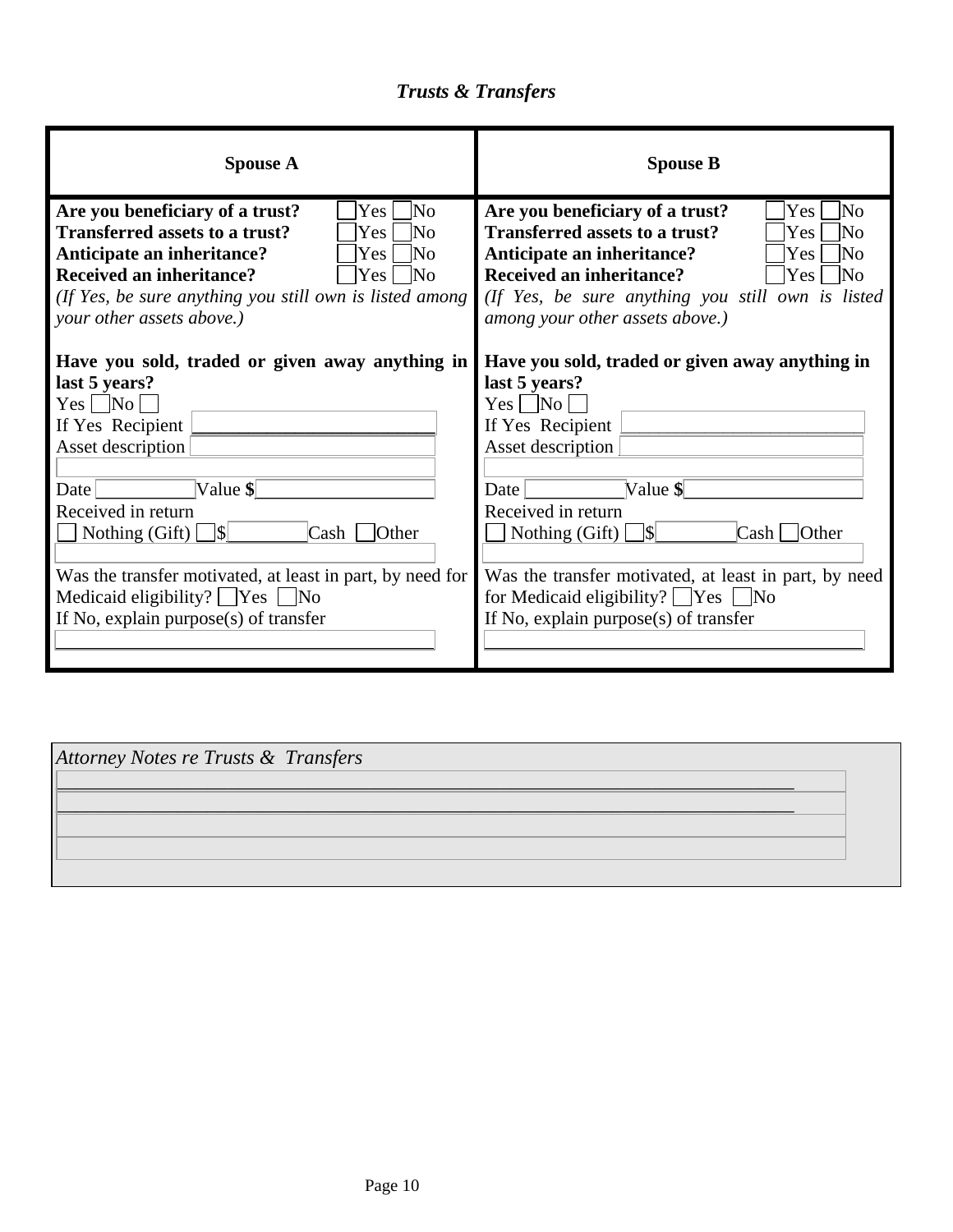### *Trusts & Transfers*

| Spouse A | Spouse B |
|---|---|
| **Are you beneficiary of a trust?** ☐ Yes ☐ No<br>**Transferred assets to a trust?** ☐ Yes ☐ No<br>**Anticipate an inheritance?** ☐ Yes ☐ No<br>**Received an inheritance?** ☐ Yes ☐ No<br>*(If Yes, be sure anything you still own is listed among your other assets above.)* | **Are you beneficiary of a trust?** ☐ Yes ☐ No<br>**Transferred assets to a trust?** ☐ Yes ☐ No<br>**Anticipate an inheritance?** ☐ Yes ☐ No<br>**Received an inheritance?** ☐ Yes ☐ No<br>*(If Yes, be sure anything you still own is listed among your other assets above.)* |
| **Have you sold, traded or given away anything in last 5 years?**<br>Yes ☐ No ☐<br>If Yes Recipient ________________________<br>Asset description ________________________<br>________________________<br>Date __________ Value **$**__________________<br>Received in return<br>☐ Nothing (Gift) ☐ $________ Cash ☐ Other<br>________________________ | **Have you sold, traded or given away anything in last 5 years?**<br>Yes ☐ No ☐<br>If Yes Recipient ________________________<br>Asset description ________________________<br>________________________<br>Date __________ Value **$**__________________<br>Received in return<br>☐ Nothing (Gift) ☐ $________ Cash ☐ Other<br>________________________ |
| Was the transfer motivated, at least in part, by need for Medicaid eligibility? ☐ Yes ☐ No<br>If No, explain purpose(s) of transfer<br>________________________ | Was the transfer motivated, at least in part, by need for Medicaid eligibility? ☐ Yes ☐ No<br>If No, explain purpose(s) of transfer<br>________________________ |

*Attorney Notes re Trusts & Transfers*

________________________________________________________________________

________________________________________________________________________

________________________________________________________________________

________________________________________________________________________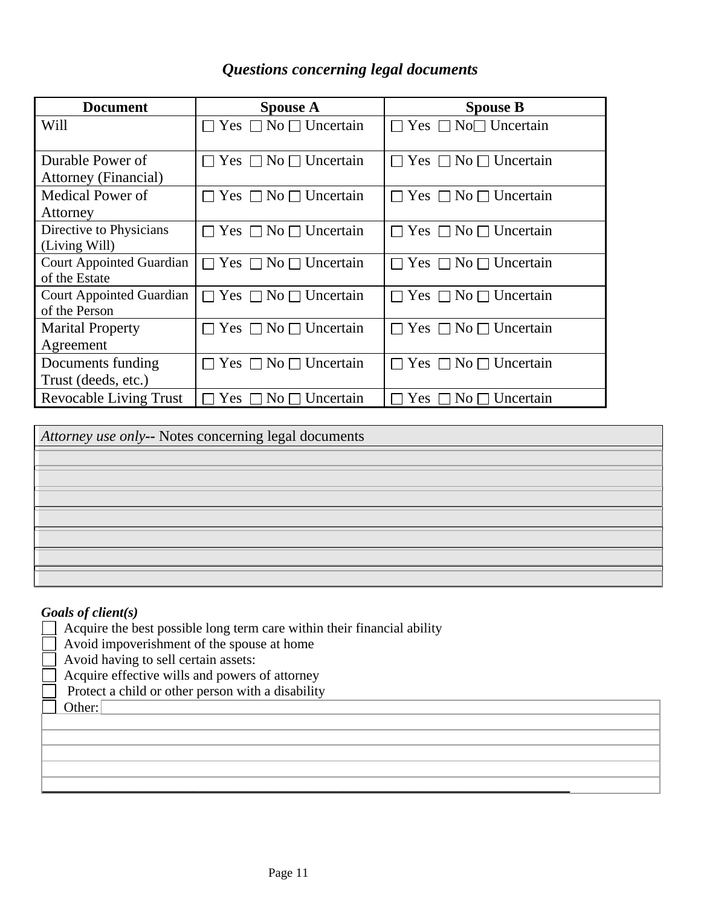### *Questions concerning legal documents*

| Document | Spouse A | Spouse B |
| --- | --- | --- |
| Will | ☐ Yes ☐ No ☐ Uncertain | ☐ Yes ☐ No ☐ Uncertain |
| Durable Power of Attorney (Financial) | ☐ Yes ☐ No ☐ Uncertain | ☐ Yes ☐ No ☐ Uncertain |
| Medical Power of Attorney | ☐ Yes ☐ No ☐ Uncertain | ☐ Yes ☐ No ☐ Uncertain |
| Directive to Physicians (Living Will) | ☐ Yes ☐ No ☐ Uncertain | ☐ Yes ☐ No ☐ Uncertain |
| Court Appointed Guardian of the Estate | ☐ Yes ☐ No ☐ Uncertain | ☐ Yes ☐ No ☐ Uncertain |
| Court Appointed Guardian of the Person | ☐ Yes ☐ No ☐ Uncertain | ☐ Yes ☐ No ☐ Uncertain |
| Marital Property Agreement | ☐ Yes ☐ No ☐ Uncertain | ☐ Yes ☐ No ☐ Uncertain |
| Documents funding Trust (deeds, etc.) | ☐ Yes ☐ No ☐ Uncertain | ☐ Yes ☐ No ☐ Uncertain |
| Revocable Living Trust | ☐ Yes ☐ No ☐ Uncertain | ☐ Yes ☐ No ☐ Uncertain |

| *Attorney use only*-- Notes concerning legal documents |
| --- |
| |
| |
| |
| |
| |
| |
| |

***Goals of client(s)***

- ☐ Acquire the best possible long term care within their financial ability
- ☐ Avoid impoverishment of the spouse at home
- ☐ Avoid having to sell certain assets:
- ☐ Acquire effective wills and powers of attorney
- ☐ Protect a child or other person with a disability
- ☐ Other: